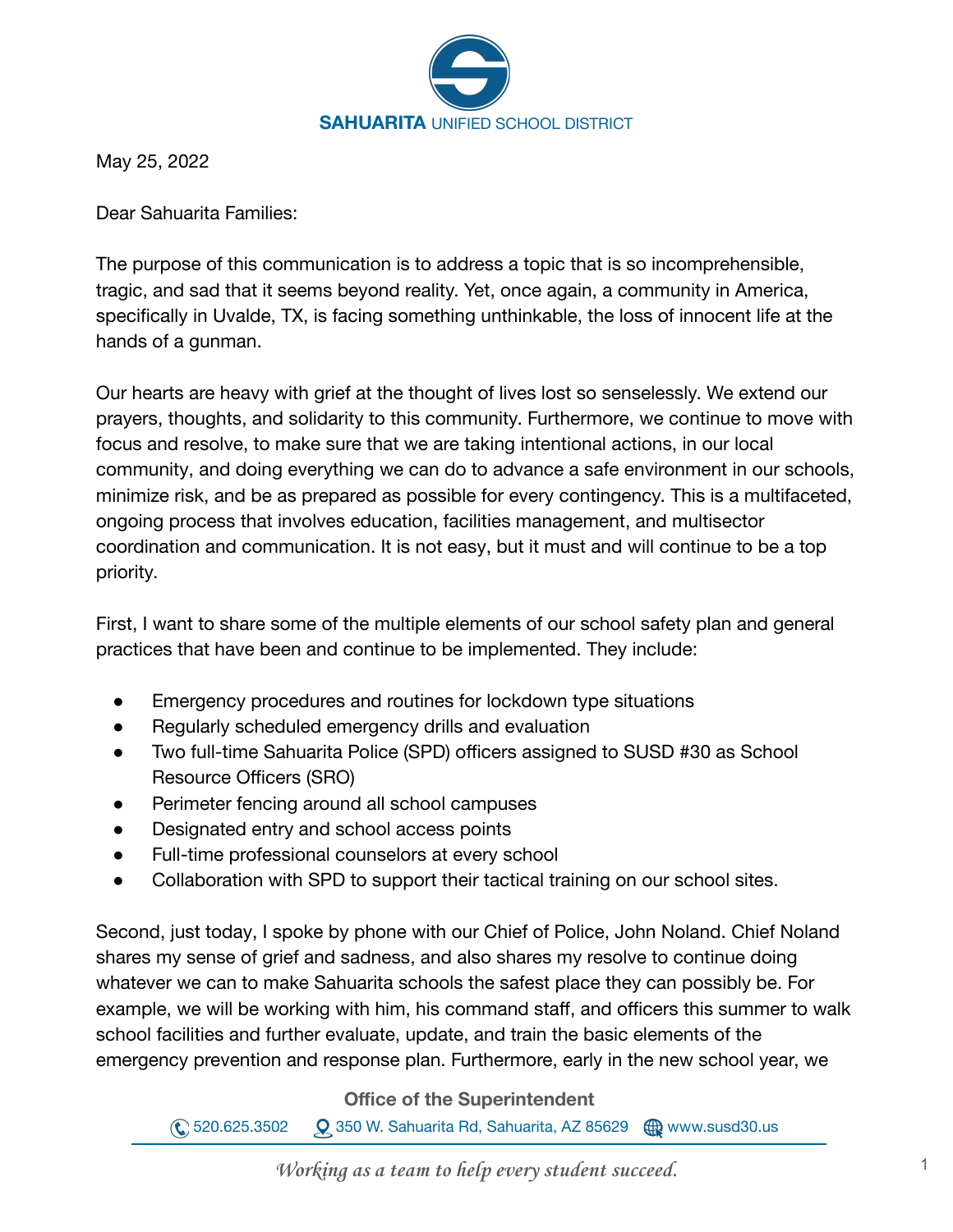SAHUARITA UNIFIED SCHOOL DISTRICT

May 25, 2022

Dear Sahuarita Families:

The purpose of this communication is to address a topic that is so incomprehensible, tragic, and sad that it seems beyond reality. Yet, once again, a community in America, specifically in Uvalde, TX, is facing something unthinkable, the loss of innocent life at the hands of a gunman.

Our hearts are heavy with grief at the thought of lives lost so senselessly. We extend our prayers, thoughts, and solidarity to this community. Furthermore, we continue to move with focus and resolve, to make sure that we are taking intentional actions, in our local community, and doing everything we can do to advance a safe environment in our schools, minimize risk, and be as prepared as possible for every contingency. This is a multifaceted, ongoing process that involves education, facilities management, and multisector coordination and communication. It is not easy, but it must and will continue to be a top priority.

First, I want to share some of the multiple elements of our school safety plan and general practices that have been and continue to be implemented. They include:

- Emergency procedures and routines for lockdown type situations
- Regularly scheduled emergency drills and evaluation
- Two full-time Sahuarita Police (SPD) officers assigned to SUSD #30 as School Resource Officers (SRO)
- Perimeter fencing around all school campuses
- Designated entry and school access points
- Full-time professional counselors at every school
- Collaboration with SPD to support their tactical training on our school sites.

Second, just today, I spoke by phone with our Chief of Police, John Noland. Chief Noland shares my sense of grief and sadness, and also shares my resolve to continue doing whatever we can to make Sahuarita schools the safest place they can possibly be. For example, we will be working with him, his command staff, and officers this summer to walk school facilities and further evaluate, update, and train the basic elements of the emergency prevention and response plan. Furthermore, early in the new school year, we

Office of the Superintendent

520.625.3502 350 W. Sahuarita Rd, Sahuarita, AZ 85629 www.susd30.us

*Working as a team to help every student succeed.*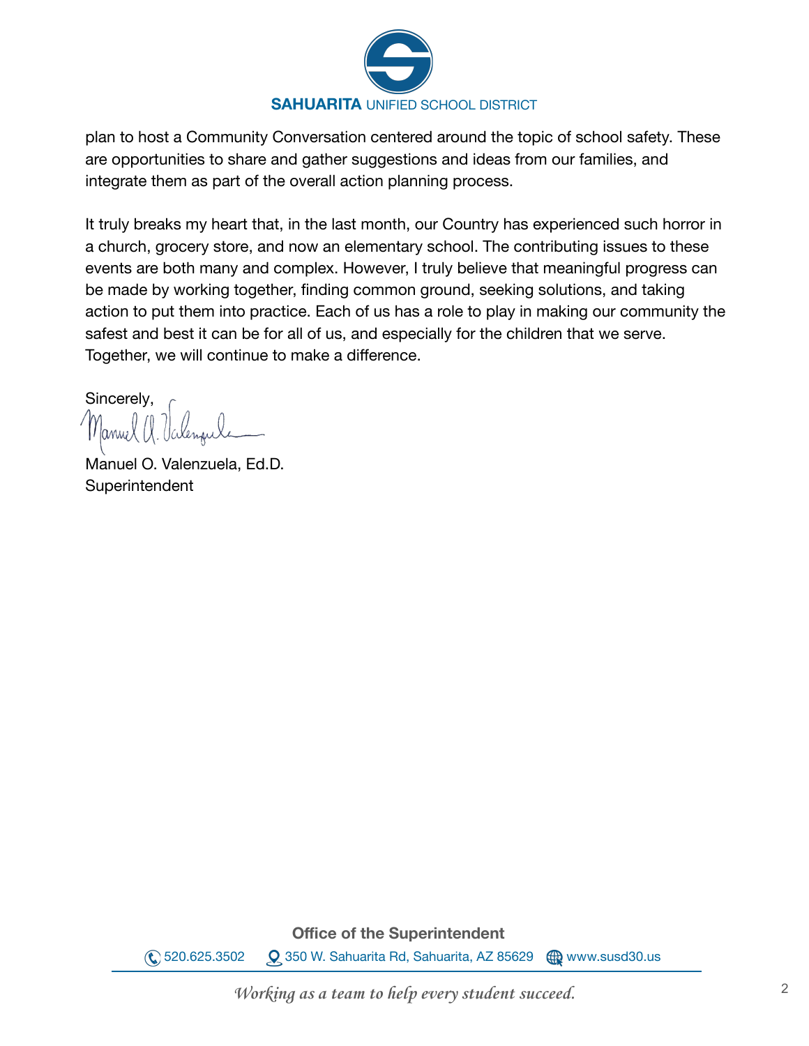plan to host a Community Conversation centered around the topic of school safety. These are opportunities to share and gather suggestions and ideas from our families, and integrate them as part of the overall action planning process.

It truly breaks my heart that, in the last month, our Country has experienced such horror in a church, grocery store, and now an elementary school. The contributing issues to these events are both many and complex. However, I truly believe that meaningful progress can be made by working together, finding common ground, seeking solutions, and taking action to put them into practice. Each of us has a role to play in making our community the safest and best it can be for all of us, and especially for the children that we serve. Together, we will continue to make a difference.

Sincerely,

Manuel O. Valenzuela, Ed.D.
Superintendent